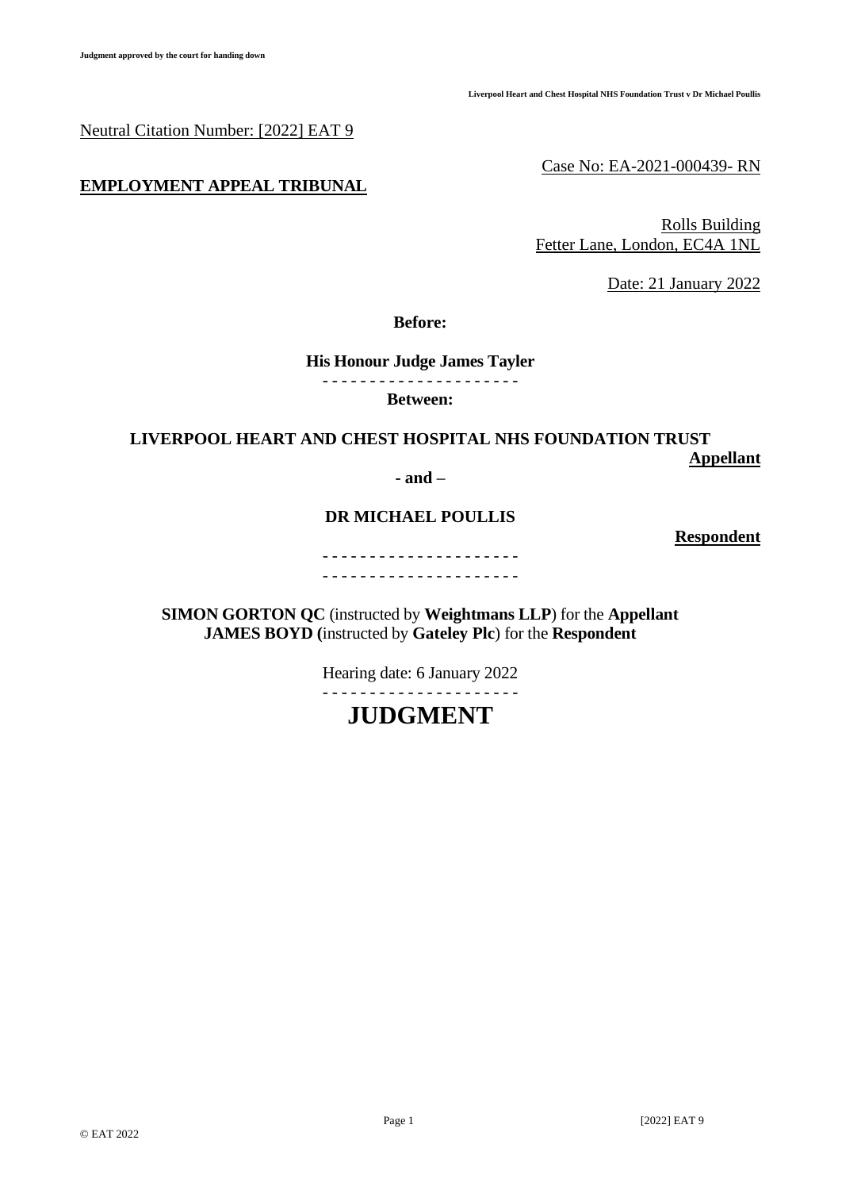Neutral Citation Number: [2022] EAT 9

Case No: EA-2021-000439- RN

**EMPLOYMENT APPEAL TRIBUNAL**

Rolls Building
Fetter Lane, London, EC4A 1NL

Date: 21 January 2022

**Before:**

**His Honour Judge James Tayler**

- - - - - - - - - - - - - - - - - - - - -

**Between:**

**LIVERPOOL HEART AND CHEST HOSPITAL NHS FOUNDATION TRUST**
**Appellant**

**- and –**

**DR MICHAEL POULLIS**
**Respondent**

- - - - - - - - - - - - - - - - - - - - -
- - - - - - - - - - - - - - - - - - - - -

**SIMON GORTON QC** (instructed by **Weightmans LLP**) for the **Appellant**
**JAMES BOYD (**instructed by **Gateley Plc**) for the **Respondent**

Hearing date: 6 January 2022

- - - - - - - - - - - - - - - - - - - - -

# JUDGMENT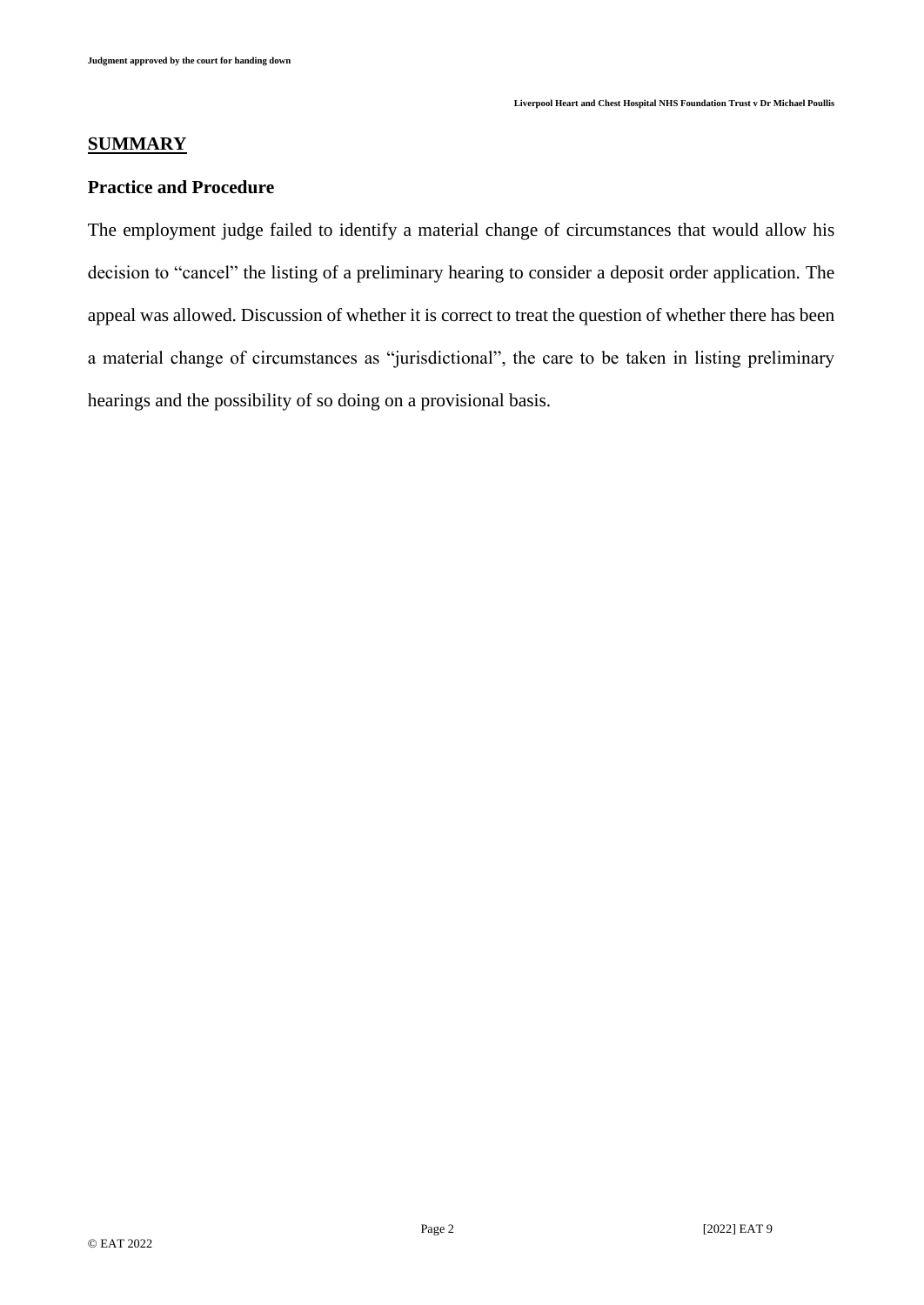## SUMMARY

### Practice and Procedure

The employment judge failed to identify a material change of circumstances that would allow his decision to "cancel" the listing of a preliminary hearing to consider a deposit order application. The appeal was allowed. Discussion of whether it is correct to treat the question of whether there has been a material change of circumstances as "jurisdictional", the care to be taken in listing preliminary hearings and the possibility of so doing on a provisional basis.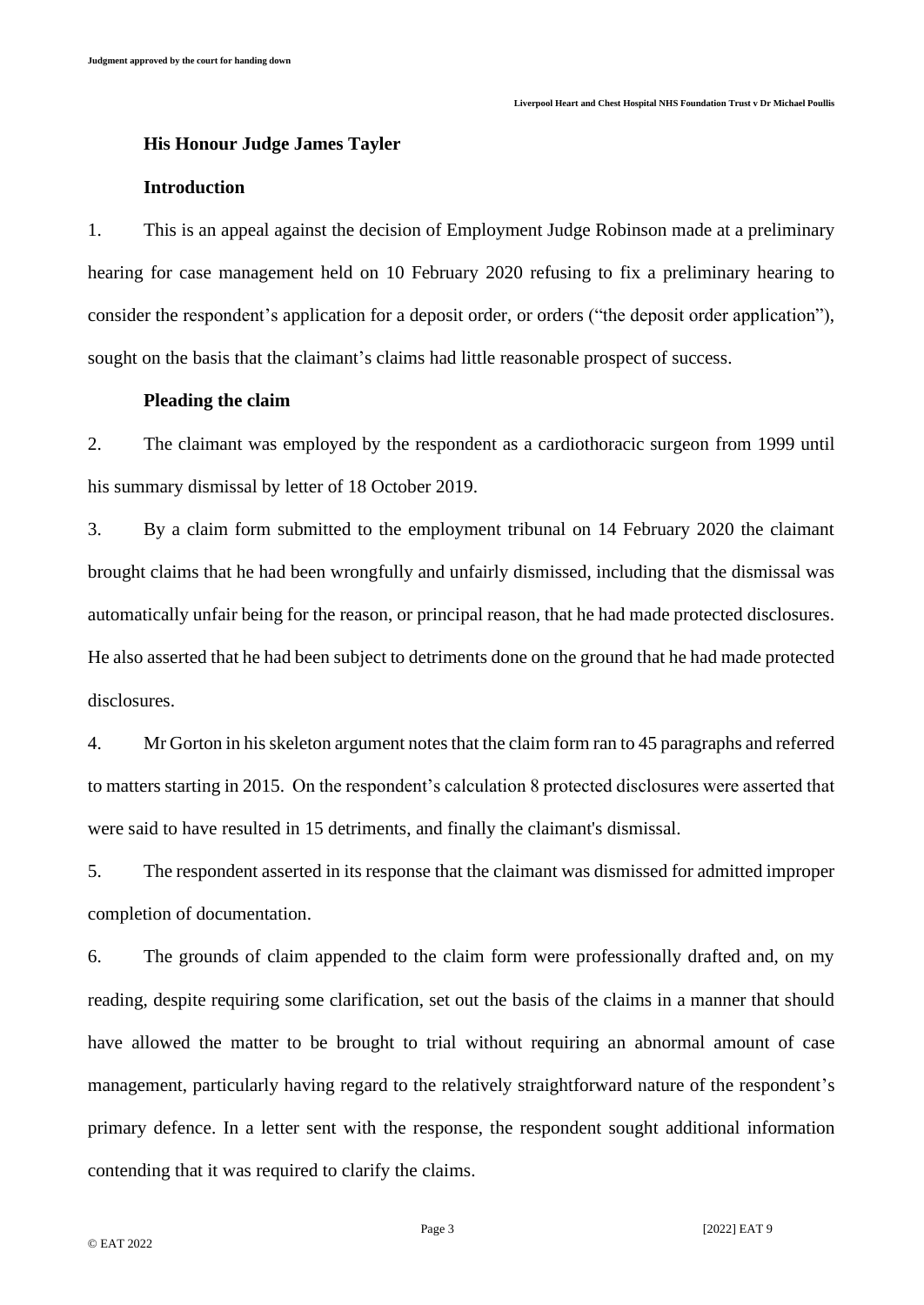**His Honour Judge James Tayler**

**Introduction**

1. This is an appeal against the decision of Employment Judge Robinson made at a preliminary hearing for case management held on 10 February 2020 refusing to fix a preliminary hearing to consider the respondent's application for a deposit order, or orders ("the deposit order application"), sought on the basis that the claimant's claims had little reasonable prospect of success.

**Pleading the claim**

2. The claimant was employed by the respondent as a cardiothoracic surgeon from 1999 until his summary dismissal by letter of 18 October 2019.

3. By a claim form submitted to the employment tribunal on 14 February 2020 the claimant brought claims that he had been wrongfully and unfairly dismissed, including that the dismissal was automatically unfair being for the reason, or principal reason, that he had made protected disclosures. He also asserted that he had been subject to detriments done on the ground that he had made protected disclosures.

4. Mr Gorton in his skeleton argument notes that the claim form ran to 45 paragraphs and referred to matters starting in 2015. On the respondent's calculation 8 protected disclosures were asserted that were said to have resulted in 15 detriments, and finally the claimant's dismissal.

5. The respondent asserted in its response that the claimant was dismissed for admitted improper completion of documentation.

6. The grounds of claim appended to the claim form were professionally drafted and, on my reading, despite requiring some clarification, set out the basis of the claims in a manner that should have allowed the matter to be brought to trial without requiring an abnormal amount of case management, particularly having regard to the relatively straightforward nature of the respondent's primary defence. In a letter sent with the response, the respondent sought additional information contending that it was required to clarify the claims.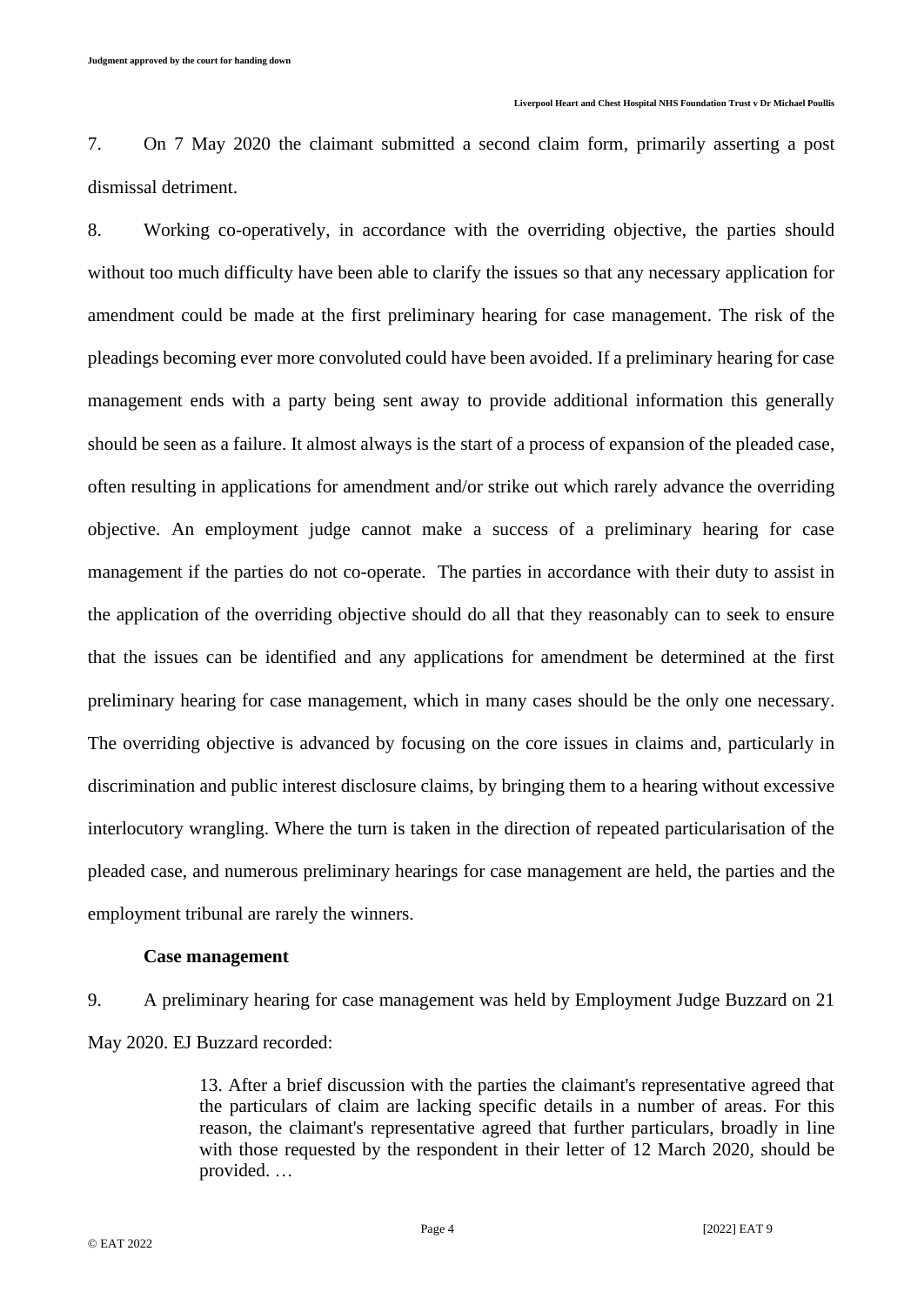7. On 7 May 2020 the claimant submitted a second claim form, primarily asserting a post dismissal detriment.

8. Working co-operatively, in accordance with the overriding objective, the parties should without too much difficulty have been able to clarify the issues so that any necessary application for amendment could be made at the first preliminary hearing for case management. The risk of the pleadings becoming ever more convoluted could have been avoided. If a preliminary hearing for case management ends with a party being sent away to provide additional information this generally should be seen as a failure. It almost always is the start of a process of expansion of the pleaded case, often resulting in applications for amendment and/or strike out which rarely advance the overriding objective. An employment judge cannot make a success of a preliminary hearing for case management if the parties do not co-operate. The parties in accordance with their duty to assist in the application of the overriding objective should do all that they reasonably can to seek to ensure that the issues can be identified and any applications for amendment be determined at the first preliminary hearing for case management, which in many cases should be the only one necessary. The overriding objective is advanced by focusing on the core issues in claims and, particularly in discrimination and public interest disclosure claims, by bringing them to a hearing without excessive interlocutory wrangling. Where the turn is taken in the direction of repeated particularisation of the pleaded case, and numerous preliminary hearings for case management are held, the parties and the employment tribunal are rarely the winners.

**Case management**

9. A preliminary hearing for case management was held by Employment Judge Buzzard on 21 May 2020. EJ Buzzard recorded:

> 13. After a brief discussion with the parties the claimant's representative agreed that the particulars of claim are lacking specific details in a number of areas. For this reason, the claimant's representative agreed that further particulars, broadly in line with those requested by the respondent in their letter of 12 March 2020, should be provided. …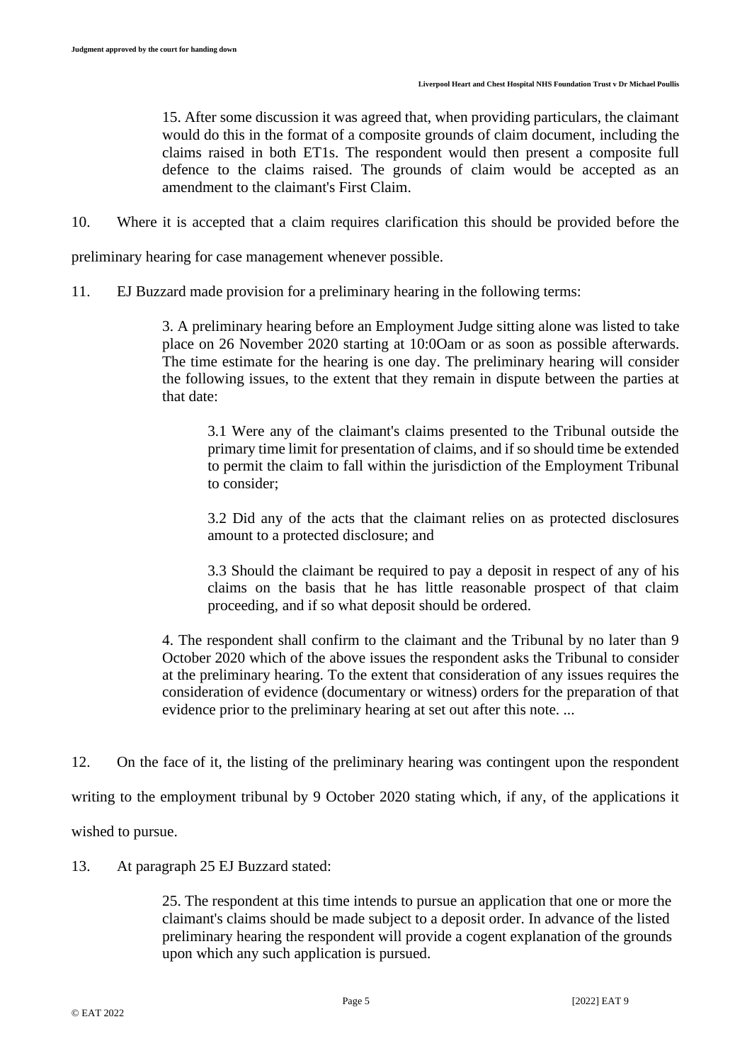> 15. After some discussion it was agreed that, when providing particulars, the claimant would do this in the format of a composite grounds of claim document, including the claims raised in both ET1s. The respondent would then present a composite full defence to the claims raised. The grounds of claim would be accepted as an amendment to the claimant's First Claim.

10. Where it is accepted that a claim requires clarification this should be provided before the preliminary hearing for case management whenever possible.

11. EJ Buzzard made provision for a preliminary hearing in the following terms:

> 3. A preliminary hearing before an Employment Judge sitting alone was listed to take place on 26 November 2020 starting at 10:0Oam or as soon as possible afterwards. The time estimate for the hearing is one day. The preliminary hearing will consider the following issues, to the extent that they remain in dispute between the parties at that date:
>
> > 3.1 Were any of the claimant's claims presented to the Tribunal outside the primary time limit for presentation of claims, and if so should time be extended to permit the claim to fall within the jurisdiction of the Employment Tribunal to consider;
> >
> > 3.2 Did any of the acts that the claimant relies on as protected disclosures amount to a protected disclosure; and
> >
> > 3.3 Should the claimant be required to pay a deposit in respect of any of his claims on the basis that he has little reasonable prospect of that claim proceeding, and if so what deposit should be ordered.
>
> 4. The respondent shall confirm to the claimant and the Tribunal by no later than 9 October 2020 which of the above issues the respondent asks the Tribunal to consider at the preliminary hearing. To the extent that consideration of any issues requires the consideration of evidence (documentary or witness) orders for the preparation of that evidence prior to the preliminary hearing at set out after this note. ...

12. On the face of it, the listing of the preliminary hearing was contingent upon the respondent writing to the employment tribunal by 9 October 2020 stating which, if any, of the applications it wished to pursue.

13. At paragraph 25 EJ Buzzard stated:

> 25. The respondent at this time intends to pursue an application that one or more the claimant's claims should be made subject to a deposit order. In advance of the listed preliminary hearing the respondent will provide a cogent explanation of the grounds upon which any such application is pursued.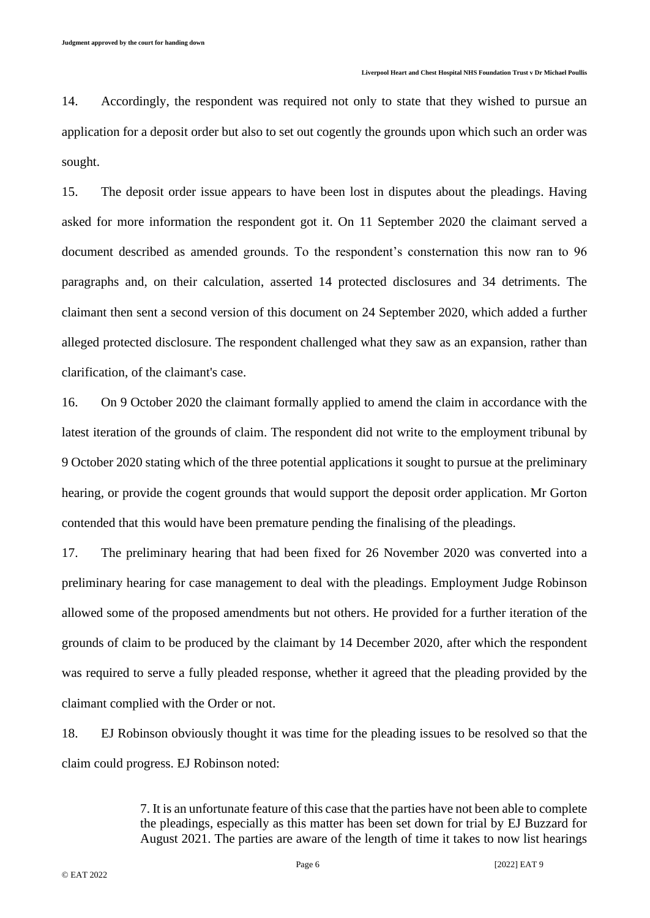14. Accordingly, the respondent was required not only to state that they wished to pursue an application for a deposit order but also to set out cogently the grounds upon which such an order was sought.

15. The deposit order issue appears to have been lost in disputes about the pleadings. Having asked for more information the respondent got it. On 11 September 2020 the claimant served a document described as amended grounds. To the respondent's consternation this now ran to 96 paragraphs and, on their calculation, asserted 14 protected disclosures and 34 detriments. The claimant then sent a second version of this document on 24 September 2020, which added a further alleged protected disclosure. The respondent challenged what they saw as an expansion, rather than clarification, of the claimant's case.

16. On 9 October 2020 the claimant formally applied to amend the claim in accordance with the latest iteration of the grounds of claim. The respondent did not write to the employment tribunal by 9 October 2020 stating which of the three potential applications it sought to pursue at the preliminary hearing, or provide the cogent grounds that would support the deposit order application. Mr Gorton contended that this would have been premature pending the finalising of the pleadings.

17. The preliminary hearing that had been fixed for 26 November 2020 was converted into a preliminary hearing for case management to deal with the pleadings. Employment Judge Robinson allowed some of the proposed amendments but not others. He provided for a further iteration of the grounds of claim to be produced by the claimant by 14 December 2020, after which the respondent was required to serve a fully pleaded response, whether it agreed that the pleading provided by the claimant complied with the Order or not.

18. EJ Robinson obviously thought it was time for the pleading issues to be resolved so that the claim could progress. EJ Robinson noted:

> 7. It is an unfortunate feature of this case that the parties have not been able to complete the pleadings, especially as this matter has been set down for trial by EJ Buzzard for August 2021. The parties are aware of the length of time it takes to now list hearings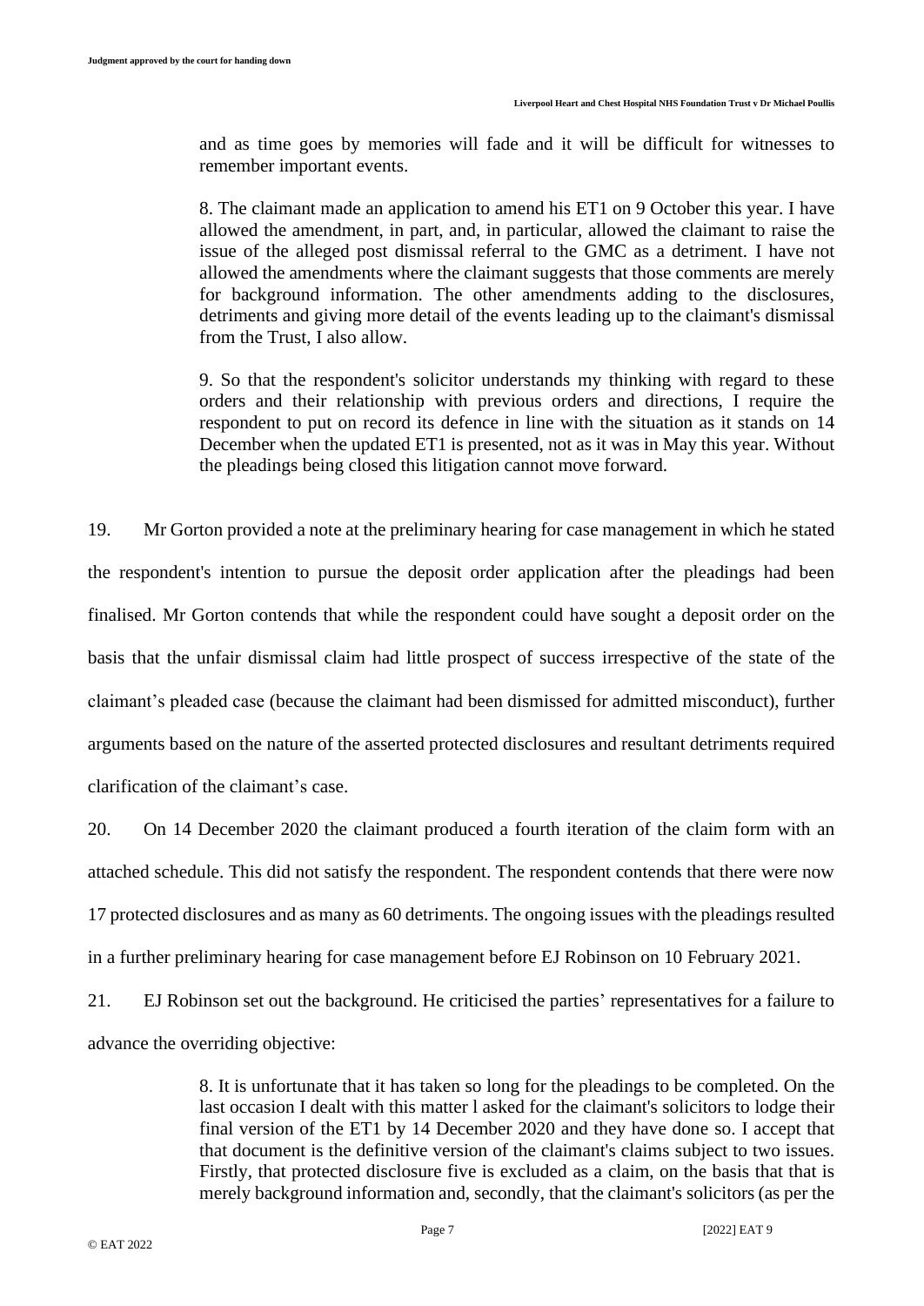> and as time goes by memories will fade and it will be difficult for witnesses to remember important events.
>
> 8. The claimant made an application to amend his ET1 on 9 October this year. I have allowed the amendment, in part, and, in particular, allowed the claimant to raise the issue of the alleged post dismissal referral to the GMC as a detriment. I have not allowed the amendments where the claimant suggests that those comments are merely for background information. The other amendments adding to the disclosures, detriments and giving more detail of the events leading up to the claimant's dismissal from the Trust, I also allow.
>
> 9. So that the respondent's solicitor understands my thinking with regard to these orders and their relationship with previous orders and directions, I require the respondent to put on record its defence in line with the situation as it stands on 14 December when the updated ET1 is presented, not as it was in May this year. Without the pleadings being closed this litigation cannot move forward.

19. Mr Gorton provided a note at the preliminary hearing for case management in which he stated the respondent's intention to pursue the deposit order application after the pleadings had been finalised. Mr Gorton contends that while the respondent could have sought a deposit order on the basis that the unfair dismissal claim had little prospect of success irrespective of the state of the claimant's pleaded case (because the claimant had been dismissed for admitted misconduct), further arguments based on the nature of the asserted protected disclosures and resultant detriments required clarification of the claimant's case.

20. On 14 December 2020 the claimant produced a fourth iteration of the claim form with an attached schedule. This did not satisfy the respondent. The respondent contends that there were now 17 protected disclosures and as many as 60 detriments. The ongoing issues with the pleadings resulted in a further preliminary hearing for case management before EJ Robinson on 10 February 2021.

21. EJ Robinson set out the background. He criticised the parties' representatives for a failure to advance the overriding objective:

> 8. It is unfortunate that it has taken so long for the pleadings to be completed. On the last occasion I dealt with this matter I asked for the claimant's solicitors to lodge their final version of the ET1 by 14 December 2020 and they have done so. I accept that that document is the definitive version of the claimant's claims subject to two issues. Firstly, that protected disclosure five is excluded as a claim, on the basis that that is merely background information and, secondly, that the claimant's solicitors (as per the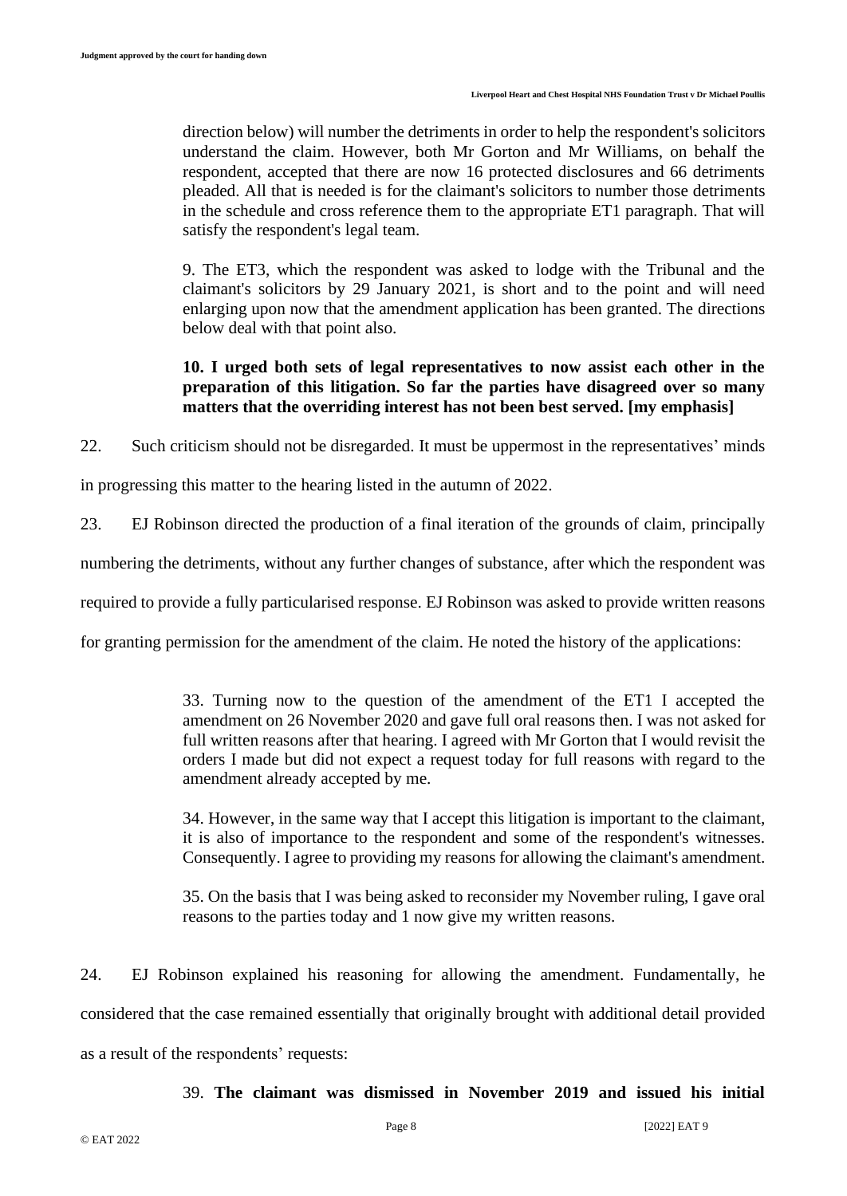> direction below) will number the detriments in order to help the respondent's solicitors understand the claim. However, both Mr Gorton and Mr Williams, on behalf the respondent, accepted that there are now 16 protected disclosures and 66 detriments pleaded. All that is needed is for the claimant's solicitors to number those detriments in the schedule and cross reference them to the appropriate ET1 paragraph. That will satisfy the respondent's legal team.
>
> 9. The ET3, which the respondent was asked to lodge with the Tribunal and the claimant's solicitors by 29 January 2021, is short and to the point and will need enlarging upon now that the amendment application has been granted. The directions below deal with that point also.
>
> **10. I urged both sets of legal representatives to now assist each other in the preparation of this litigation. So far the parties have disagreed over so many matters that the overriding interest has not been best served. [my emphasis]**

22. Such criticism should not be disregarded. It must be uppermost in the representatives' minds in progressing this matter to the hearing listed in the autumn of 2022.

23. EJ Robinson directed the production of a final iteration of the grounds of claim, principally numbering the detriments, without any further changes of substance, after which the respondent was required to provide a fully particularised response. EJ Robinson was asked to provide written reasons for granting permission for the amendment of the claim. He noted the history of the applications:

> 33. Turning now to the question of the amendment of the ET1 I accepted the amendment on 26 November 2020 and gave full oral reasons then. I was not asked for full written reasons after that hearing. I agreed with Mr Gorton that I would revisit the orders I made but did not expect a request today for full reasons with regard to the amendment already accepted by me.
>
> 34. However, in the same way that I accept this litigation is important to the claimant, it is also of importance to the respondent and some of the respondent's witnesses. Consequently. I agree to providing my reasons for allowing the claimant's amendment.
>
> 35. On the basis that I was being asked to reconsider my November ruling, I gave oral reasons to the parties today and 1 now give my written reasons.

24. EJ Robinson explained his reasoning for allowing the amendment. Fundamentally, he considered that the case remained essentially that originally brought with additional detail provided as a result of the respondents' requests:

> 39. **The claimant was dismissed in November 2019 and issued his initial**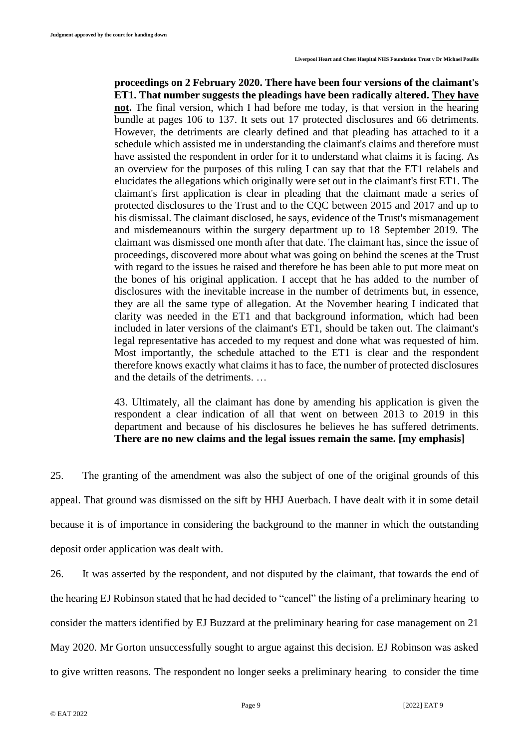> **proceedings on 2 February 2020. There have been four versions of the claimant's ET1. That number suggests the pleadings have been radically altered. <u>They have not</u>.** The final version, which I had before me today, is that version in the hearing bundle at pages 106 to 137. It sets out 17 protected disclosures and 66 detriments. However, the detriments are clearly defined and that pleading has attached to it a schedule which assisted me in understanding the claimant's claims and therefore must have assisted the respondent in order for it to understand what claims it is facing. As an overview for the purposes of this ruling I can say that that the ET1 relabels and elucidates the allegations which originally were set out in the claimant's first ET1. The claimant's first application is clear in pleading that the claimant made a series of protected disclosures to the Trust and to the CQC between 2015 and 2017 and up to his dismissal. The claimant disclosed, he says, evidence of the Trust's mismanagement and misdemeanours within the surgery department up to 18 September 2019. The claimant was dismissed one month after that date. The claimant has, since the issue of proceedings, discovered more about what was going on behind the scenes at the Trust with regard to the issues he raised and therefore he has been able to put more meat on the bones of his original application. I accept that he has added to the number of disclosures with the inevitable increase in the number of detriments but, in essence, they are all the same type of allegation. At the November hearing I indicated that clarity was needed in the ET1 and that background information, which had been included in later versions of the claimant's ET1, should be taken out. The claimant's legal representative has acceded to my request and done what was requested of him. Most importantly, the schedule attached to the ET1 is clear and the respondent therefore knows exactly what claims it has to face, the number of protected disclosures and the details of the detriments. …
>
> 43. Ultimately, all the claimant has done by amending his application is given the respondent a clear indication of all that went on between 2013 to 2019 in this department and because of his disclosures he believes he has suffered detriments. **There are no new claims and the legal issues remain the same. [my emphasis]**

25. The granting of the amendment was also the subject of one of the original grounds of this appeal. That ground was dismissed on the sift by HHJ Auerbach. I have dealt with it in some detail because it is of importance in considering the background to the manner in which the outstanding deposit order application was dealt with.

26. It was asserted by the respondent, and not disputed by the claimant, that towards the end of the hearing EJ Robinson stated that he had decided to "cancel" the listing of a preliminary hearing to consider the matters identified by EJ Buzzard at the preliminary hearing for case management on 21 May 2020. Mr Gorton unsuccessfully sought to argue against this decision. EJ Robinson was asked to give written reasons. The respondent no longer seeks a preliminary hearing to consider the time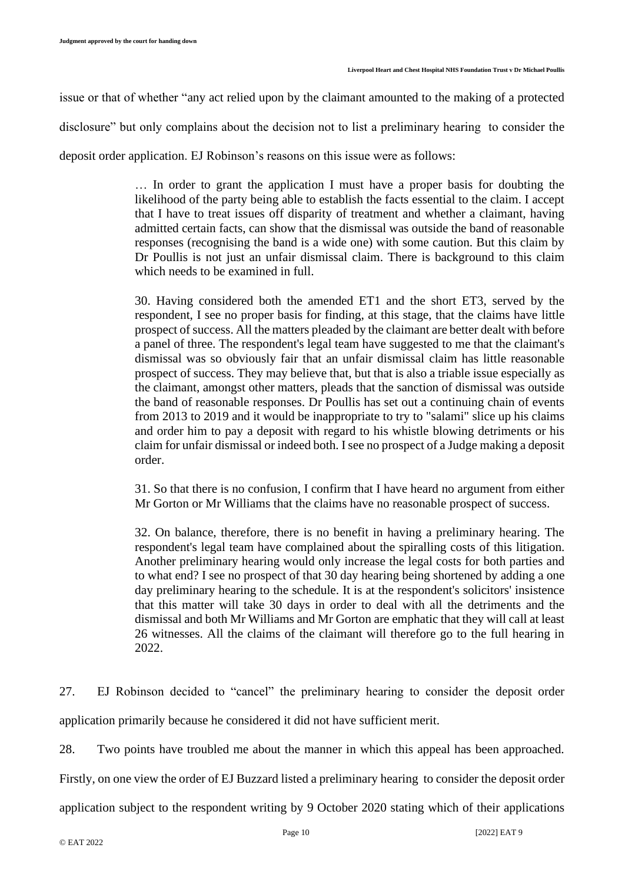issue or that of whether "any act relied upon by the claimant amounted to the making of a protected disclosure" but only complains about the decision not to list a preliminary hearing to consider the deposit order application. EJ Robinson's reasons on this issue were as follows:

> … In order to grant the application I must have a proper basis for doubting the likelihood of the party being able to establish the facts essential to the claim. I accept that I have to treat issues off disparity of treatment and whether a claimant, having admitted certain facts, can show that the dismissal was outside the band of reasonable responses (recognising the band is a wide one) with some caution. But this claim by Dr Poullis is not just an unfair dismissal claim. There is background to this claim which needs to be examined in full.
>
> 30. Having considered both the amended ET1 and the short ET3, served by the respondent, I see no proper basis for finding, at this stage, that the claims have little prospect of success. All the matters pleaded by the claimant are better dealt with before a panel of three. The respondent's legal team have suggested to me that the claimant's dismissal was so obviously fair that an unfair dismissal claim has little reasonable prospect of success. They may believe that, but that is also a triable issue especially as the claimant, amongst other matters, pleads that the sanction of dismissal was outside the band of reasonable responses. Dr Poullis has set out a continuing chain of events from 2013 to 2019 and it would be inappropriate to try to "salami" slice up his claims and order him to pay a deposit with regard to his whistle blowing detriments or his claim for unfair dismissal or indeed both. I see no prospect of a Judge making a deposit order.
>
> 31. So that there is no confusion, I confirm that I have heard no argument from either Mr Gorton or Mr Williams that the claims have no reasonable prospect of success.
>
> 32. On balance, therefore, there is no benefit in having a preliminary hearing. The respondent's legal team have complained about the spiralling costs of this litigation. Another preliminary hearing would only increase the legal costs for both parties and to what end? I see no prospect of that 30 day hearing being shortened by adding a one day preliminary hearing to the schedule. It is at the respondent's solicitors' insistence that this matter will take 30 days in order to deal with all the detriments and the dismissal and both Mr Williams and Mr Gorton are emphatic that they will call at least 26 witnesses. All the claims of the claimant will therefore go to the full hearing in 2022.

27. EJ Robinson decided to "cancel" the preliminary hearing to consider the deposit order application primarily because he considered it did not have sufficient merit.

28. Two points have troubled me about the manner in which this appeal has been approached. Firstly, on one view the order of EJ Buzzard listed a preliminary hearing to consider the deposit order application subject to the respondent writing by 9 October 2020 stating which of their applications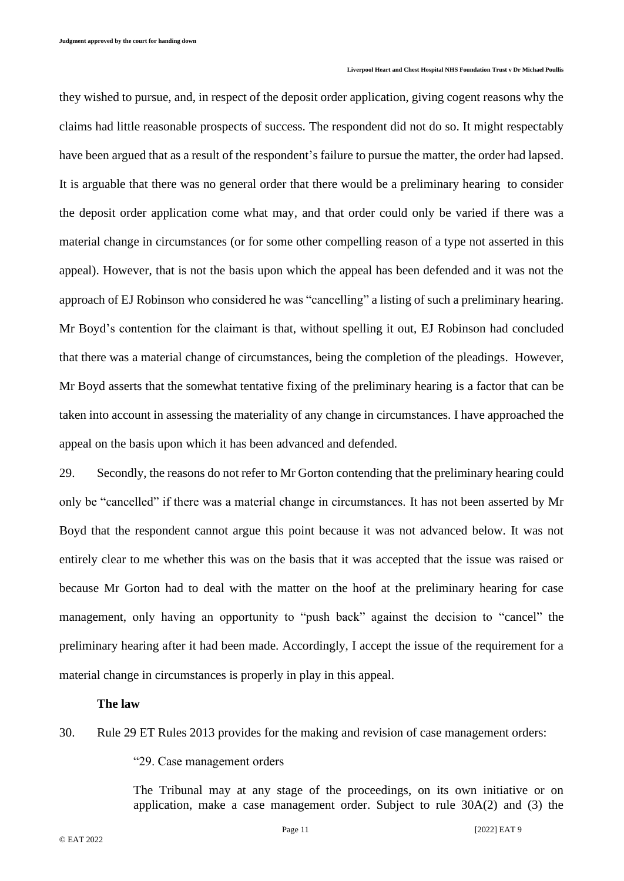they wished to pursue, and, in respect of the deposit order application, giving cogent reasons why the claims had little reasonable prospects of success. The respondent did not do so. It might respectably have been argued that as a result of the respondent's failure to pursue the matter, the order had lapsed. It is arguable that there was no general order that there would be a preliminary hearing to consider the deposit order application come what may, and that order could only be varied if there was a material change in circumstances (or for some other compelling reason of a type not asserted in this appeal). However, that is not the basis upon which the appeal has been defended and it was not the approach of EJ Robinson who considered he was "cancelling" a listing of such a preliminary hearing. Mr Boyd's contention for the claimant is that, without spelling it out, EJ Robinson had concluded that there was a material change of circumstances, being the completion of the pleadings. However, Mr Boyd asserts that the somewhat tentative fixing of the preliminary hearing is a factor that can be taken into account in assessing the materiality of any change in circumstances. I have approached the appeal on the basis upon which it has been advanced and defended.

29. Secondly, the reasons do not refer to Mr Gorton contending that the preliminary hearing could only be "cancelled" if there was a material change in circumstances. It has not been asserted by Mr Boyd that the respondent cannot argue this point because it was not advanced below. It was not entirely clear to me whether this was on the basis that it was accepted that the issue was raised or because Mr Gorton had to deal with the matter on the hoof at the preliminary hearing for case management, only having an opportunity to "push back" against the decision to "cancel" the preliminary hearing after it had been made. Accordingly, I accept the issue of the requirement for a material change in circumstances is properly in play in this appeal.

**The law**

30. Rule 29 ET Rules 2013 provides for the making and revision of case management orders:

> "29. Case management orders
>
> The Tribunal may at any stage of the proceedings, on its own initiative or on application, make a case management order. Subject to rule 30A(2) and (3) the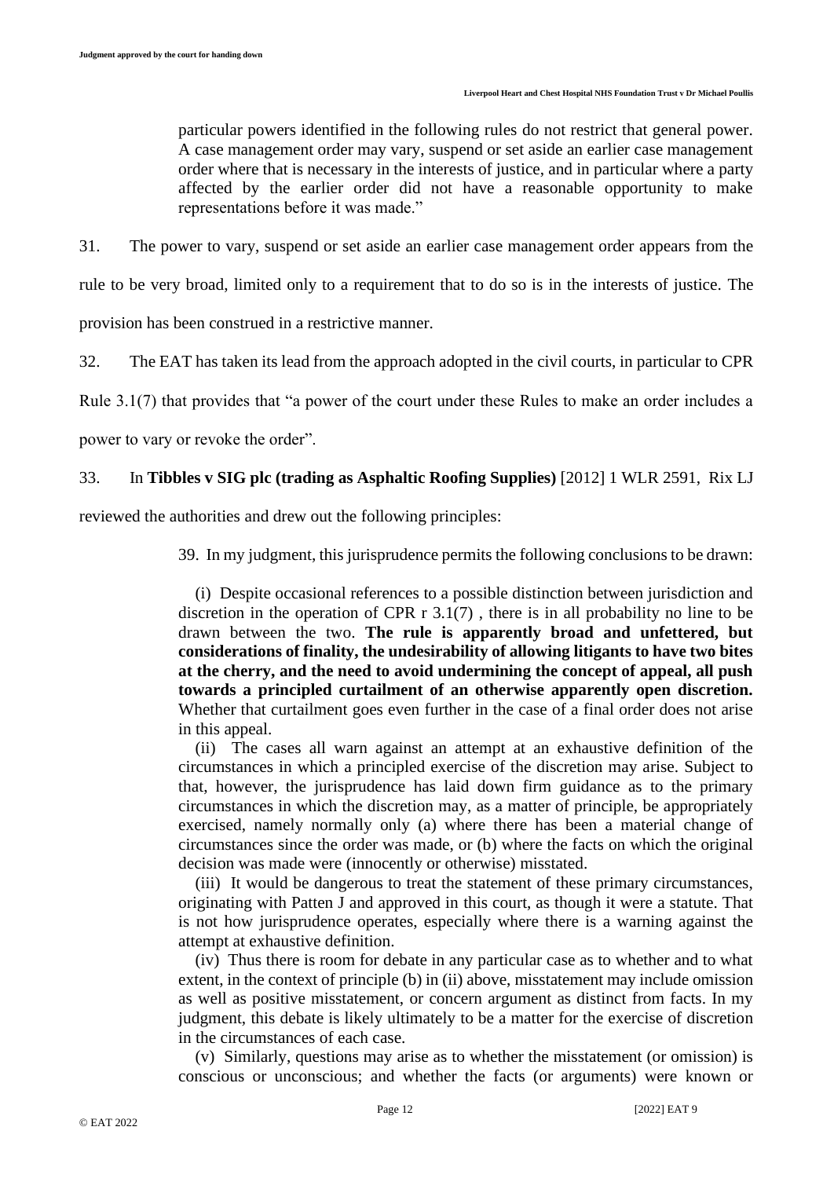> particular powers identified in the following rules do not restrict that general power. A case management order may vary, suspend or set aside an earlier case management order where that is necessary in the interests of justice, and in particular where a party affected by the earlier order did not have a reasonable opportunity to make representations before it was made."

31. The power to vary, suspend or set aside an earlier case management order appears from the rule to be very broad, limited only to a requirement that to do so is in the interests of justice. The provision has been construed in a restrictive manner.

32. The EAT has taken its lead from the approach adopted in the civil courts, in particular to CPR Rule 3.1(7) that provides that "a power of the court under these Rules to make an order includes a power to vary or revoke the order".

33. In **Tibbles v SIG plc (trading as Asphaltic Roofing Supplies)** [2012] 1 WLR 2591, Rix LJ reviewed the authorities and drew out the following principles:

> 39. In my judgment, this jurisprudence permits the following conclusions to be drawn:
>
> (i) Despite occasional references to a possible distinction between jurisdiction and discretion in the operation of CPR r 3.1(7) , there is in all probability no line to be drawn between the two. **The rule is apparently broad and unfettered, but considerations of finality, the undesirability of allowing litigants to have two bites at the cherry, and the need to avoid undermining the concept of appeal, all push towards a principled curtailment of an otherwise apparently open discretion.** Whether that curtailment goes even further in the case of a final order does not arise in this appeal.
>
> (ii) The cases all warn against an attempt at an exhaustive definition of the circumstances in which a principled exercise of the discretion may arise. Subject to that, however, the jurisprudence has laid down firm guidance as to the primary circumstances in which the discretion may, as a matter of principle, be appropriately exercised, namely normally only (a) where there has been a material change of circumstances since the order was made, or (b) where the facts on which the original decision was made were (innocently or otherwise) misstated.
>
> (iii) It would be dangerous to treat the statement of these primary circumstances, originating with Patten J and approved in this court, as though it were a statute. That is not how jurisprudence operates, especially where there is a warning against the attempt at exhaustive definition.
>
> (iv) Thus there is room for debate in any particular case as to whether and to what extent, in the context of principle (b) in (ii) above, misstatement may include omission as well as positive misstatement, or concern argument as distinct from facts. In my judgment, this debate is likely ultimately to be a matter for the exercise of discretion in the circumstances of each case.
>
> (v) Similarly, questions may arise as to whether the misstatement (or omission) is conscious or unconscious; and whether the facts (or arguments) were known or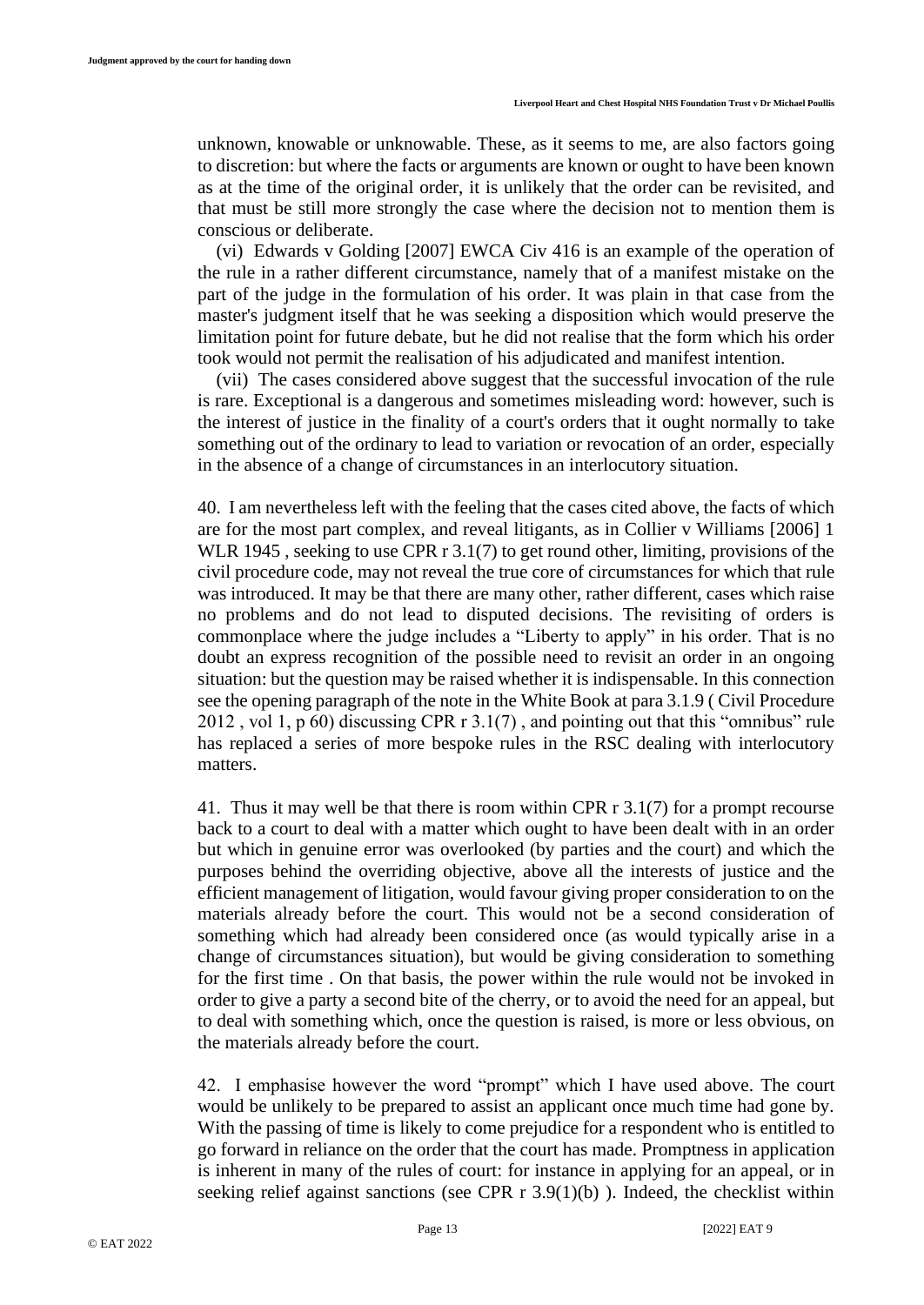unknown, knowable or unknowable. These, as it seems to me, are also factors going to discretion: but where the facts or arguments are known or ought to have been known as at the time of the original order, it is unlikely that the order can be revisited, and that must be still more strongly the case where the decision not to mention them is conscious or deliberate.

(vi) Edwards v Golding [2007] EWCA Civ 416 is an example of the operation of the rule in a rather different circumstance, namely that of a manifest mistake on the part of the judge in the formulation of his order. It was plain in that case from the master's judgment itself that he was seeking a disposition which would preserve the limitation point for future debate, but he did not realise that the form which his order took would not permit the realisation of his adjudicated and manifest intention.

(vii) The cases considered above suggest that the successful invocation of the rule is rare. Exceptional is a dangerous and sometimes misleading word: however, such is the interest of justice in the finality of a court's orders that it ought normally to take something out of the ordinary to lead to variation or revocation of an order, especially in the absence of a change of circumstances in an interlocutory situation.

40. I am nevertheless left with the feeling that the cases cited above, the facts of which are for the most part complex, and reveal litigants, as in Collier v Williams [2006] 1 WLR 1945 , seeking to use CPR r 3.1(7) to get round other, limiting, provisions of the civil procedure code, may not reveal the true core of circumstances for which that rule was introduced. It may be that there are many other, rather different, cases which raise no problems and do not lead to disputed decisions. The revisiting of orders is commonplace where the judge includes a "Liberty to apply" in his order. That is no doubt an express recognition of the possible need to revisit an order in an ongoing situation: but the question may be raised whether it is indispensable. In this connection see the opening paragraph of the note in the White Book at para 3.1.9 ( Civil Procedure 2012 , vol 1, p 60) discussing CPR r 3.1(7) , and pointing out that this "omnibus" rule has replaced a series of more bespoke rules in the RSC dealing with interlocutory matters.

41. Thus it may well be that there is room within CPR r 3.1(7) for a prompt recourse back to a court to deal with a matter which ought to have been dealt with in an order but which in genuine error was overlooked (by parties and the court) and which the purposes behind the overriding objective, above all the interests of justice and the efficient management of litigation, would favour giving proper consideration to on the materials already before the court. This would not be a second consideration of something which had already been considered once (as would typically arise in a change of circumstances situation), but would be giving consideration to something for the first time . On that basis, the power within the rule would not be invoked in order to give a party a second bite of the cherry, or to avoid the need for an appeal, but to deal with something which, once the question is raised, is more or less obvious, on the materials already before the court.

42. I emphasise however the word "prompt" which I have used above. The court would be unlikely to be prepared to assist an applicant once much time had gone by. With the passing of time is likely to come prejudice for a respondent who is entitled to go forward in reliance on the order that the court has made. Promptness in application is inherent in many of the rules of court: for instance in applying for an appeal, or in seeking relief against sanctions (see CPR r 3.9(1)(b) ). Indeed, the checklist within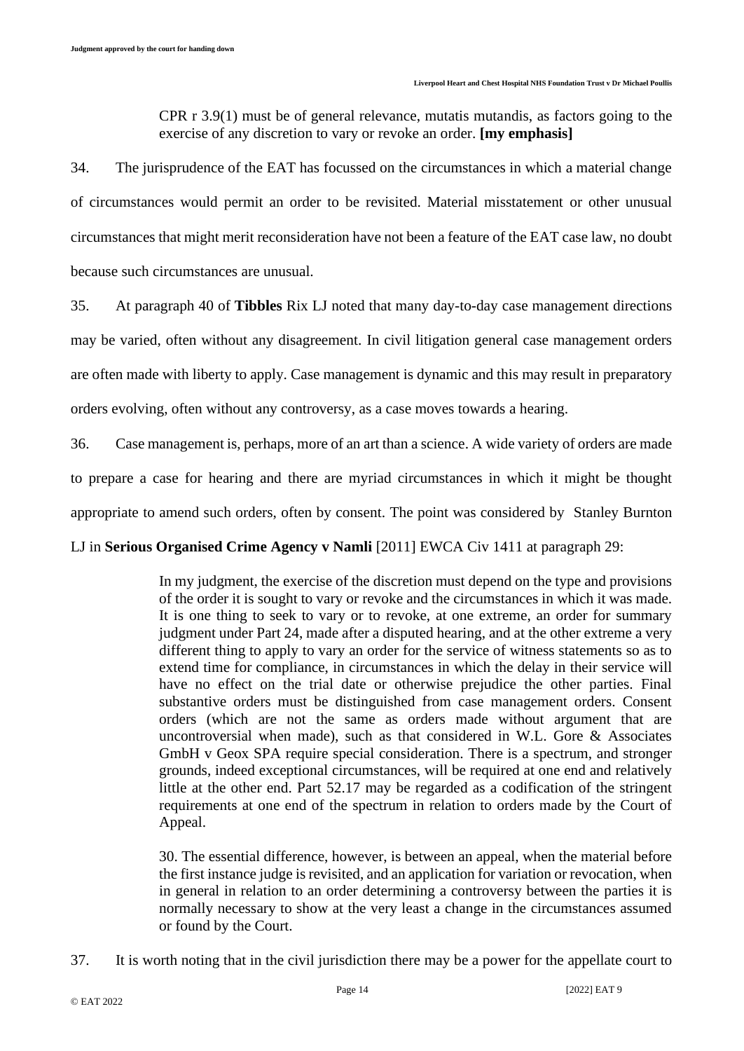> CPR r 3.9(1) must be of general relevance, mutatis mutandis, as factors going to the exercise of any discretion to vary or revoke an order. **[my emphasis]**

34. The jurisprudence of the EAT has focussed on the circumstances in which a material change of circumstances would permit an order to be revisited. Material misstatement or other unusual circumstances that might merit reconsideration have not been a feature of the EAT case law, no doubt because such circumstances are unusual.

35. At paragraph 40 of **Tibbles** Rix LJ noted that many day-to-day case management directions may be varied, often without any disagreement. In civil litigation general case management orders are often made with liberty to apply. Case management is dynamic and this may result in preparatory orders evolving, often without any controversy, as a case moves towards a hearing.

36. Case management is, perhaps, more of an art than a science. A wide variety of orders are made to prepare a case for hearing and there are myriad circumstances in which it might be thought appropriate to amend such orders, often by consent. The point was considered by Stanley Burnton LJ in **Serious Organised Crime Agency v Namli** [2011] EWCA Civ 1411 at paragraph 29:

> In my judgment, the exercise of the discretion must depend on the type and provisions of the order it is sought to vary or revoke and the circumstances in which it was made. It is one thing to seek to vary or to revoke, at one extreme, an order for summary judgment under Part 24, made after a disputed hearing, and at the other extreme a very different thing to apply to vary an order for the service of witness statements so as to extend time for compliance, in circumstances in which the delay in their service will have no effect on the trial date or otherwise prejudice the other parties. Final substantive orders must be distinguished from case management orders. Consent orders (which are not the same as orders made without argument that are uncontroversial when made), such as that considered in W.L. Gore & Associates GmbH v Geox SPA require special consideration. There is a spectrum, and stronger grounds, indeed exceptional circumstances, will be required at one end and relatively little at the other end. Part 52.17 may be regarded as a codification of the stringent requirements at one end of the spectrum in relation to orders made by the Court of Appeal.
>
> 30. The essential difference, however, is between an appeal, when the material before the first instance judge is revisited, and an application for variation or revocation, when in general in relation to an order determining a controversy between the parties it is normally necessary to show at the very least a change in the circumstances assumed or found by the Court.

37. It is worth noting that in the civil jurisdiction there may be a power for the appellate court to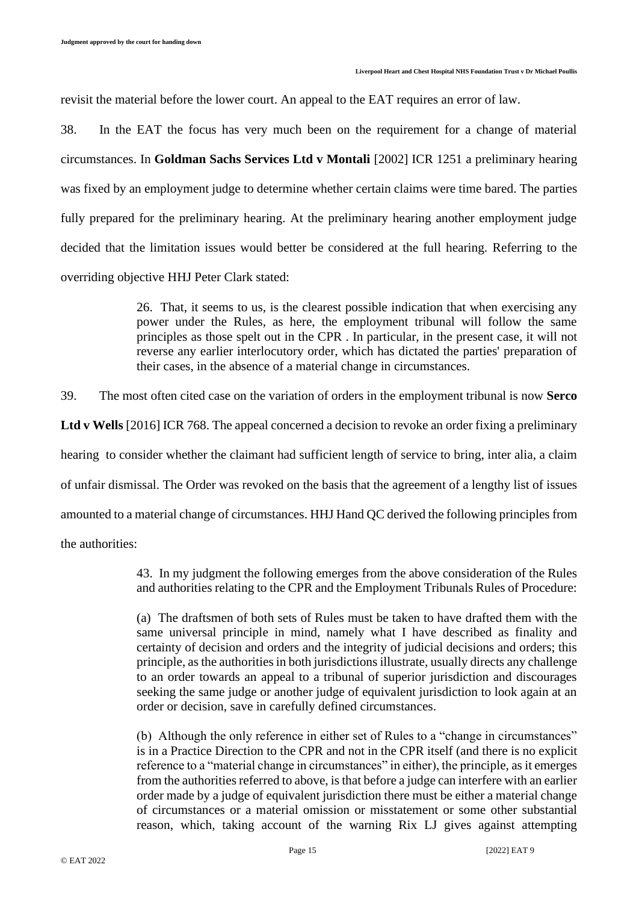revisit the material before the lower court. An appeal to the EAT requires an error of law.

38. In the EAT the focus has very much been on the requirement for a change of material circumstances. In **Goldman Sachs Services Ltd v Montali** [2002] ICR 1251 a preliminary hearing was fixed by an employment judge to determine whether certain claims were time bared. The parties fully prepared for the preliminary hearing. At the preliminary hearing another employment judge decided that the limitation issues would better be considered at the full hearing. Referring to the overriding objective HHJ Peter Clark stated:

> 26. That, it seems to us, is the clearest possible indication that when exercising any power under the Rules, as here, the employment tribunal will follow the same principles as those spelt out in the CPR . In particular, in the present case, it will not reverse any earlier interlocutory order, which has dictated the parties' preparation of their cases, in the absence of a material change in circumstances.

39. The most often cited case on the variation of orders in the employment tribunal is now **Serco Ltd v Wells** [2016] ICR 768. The appeal concerned a decision to revoke an order fixing a preliminary hearing to consider whether the claimant had sufficient length of service to bring, inter alia, a claim of unfair dismissal. The Order was revoked on the basis that the agreement of a lengthy list of issues amounted to a material change of circumstances. HHJ Hand QC derived the following principles from the authorities:

> 43. In my judgment the following emerges from the above consideration of the Rules and authorities relating to the CPR and the Employment Tribunals Rules of Procedure:
>
> (a) The draftsmen of both sets of Rules must be taken to have drafted them with the same universal principle in mind, namely what I have described as finality and certainty of decision and orders and the integrity of judicial decisions and orders; this principle, as the authorities in both jurisdictions illustrate, usually directs any challenge to an order towards an appeal to a tribunal of superior jurisdiction and discourages seeking the same judge or another judge of equivalent jurisdiction to look again at an order or decision, save in carefully defined circumstances.
>
> (b) Although the only reference in either set of Rules to a "change in circumstances" is in a Practice Direction to the CPR and not in the CPR itself (and there is no explicit reference to a "material change in circumstances" in either), the principle, as it emerges from the authorities referred to above, is that before a judge can interfere with an earlier order made by a judge of equivalent jurisdiction there must be either a material change of circumstances or a material omission or misstatement or some other substantial reason, which, taking account of the warning Rix LJ gives against attempting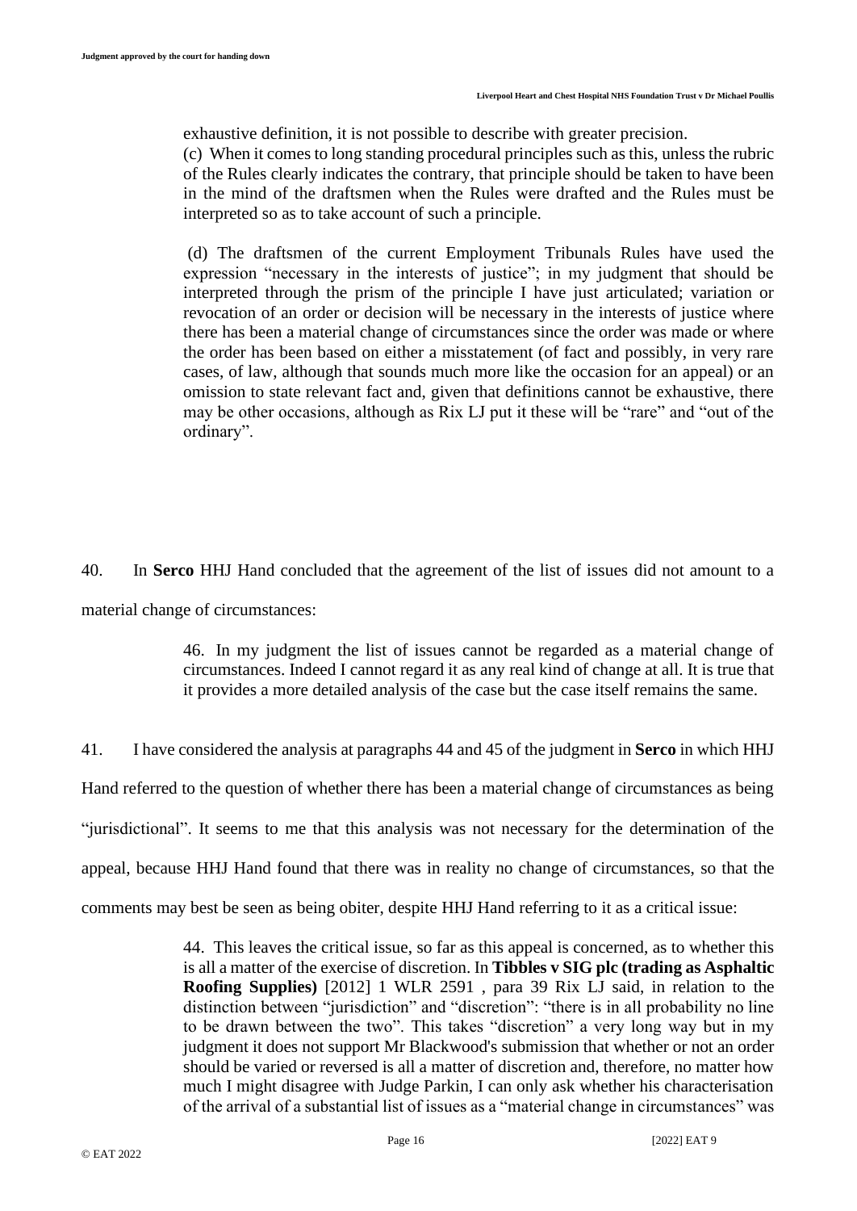> exhaustive definition, it is not possible to describe with greater precision.
>
> (c) When it comes to long standing procedural principles such as this, unless the rubric of the Rules clearly indicates the contrary, that principle should be taken to have been in the mind of the draftsmen when the Rules were drafted and the Rules must be interpreted so as to take account of such a principle.
>
> (d) The draftsmen of the current Employment Tribunals Rules have used the expression "necessary in the interests of justice"; in my judgment that should be interpreted through the prism of the principle I have just articulated; variation or revocation of an order or decision will be necessary in the interests of justice where there has been a material change of circumstances since the order was made or where the order has been based on either a misstatement (of fact and possibly, in very rare cases, of law, although that sounds much more like the occasion for an appeal) or an omission to state relevant fact and, given that definitions cannot be exhaustive, there may be other occasions, although as Rix LJ put it these will be "rare" and "out of the ordinary".

40. In **Serco** HHJ Hand concluded that the agreement of the list of issues did not amount to a material change of circumstances:

> 46. In my judgment the list of issues cannot be regarded as a material change of circumstances. Indeed I cannot regard it as any real kind of change at all. It is true that it provides a more detailed analysis of the case but the case itself remains the same.

41. I have considered the analysis at paragraphs 44 and 45 of the judgment in **Serco** in which HHJ Hand referred to the question of whether there has been a material change of circumstances as being "jurisdictional". It seems to me that this analysis was not necessary for the determination of the appeal, because HHJ Hand found that there was in reality no change of circumstances, so that the comments may best be seen as being obiter, despite HHJ Hand referring to it as a critical issue:

> 44. This leaves the critical issue, so far as this appeal is concerned, as to whether this is all a matter of the exercise of discretion. In **Tibbles v SIG plc (trading as Asphaltic Roofing Supplies)** [2012] 1 WLR 2591 , para 39 Rix LJ said, in relation to the distinction between "jurisdiction" and "discretion": "there is in all probability no line to be drawn between the two". This takes "discretion" a very long way but in my judgment it does not support Mr Blackwood's submission that whether or not an order should be varied or reversed is all a matter of discretion and, therefore, no matter how much I might disagree with Judge Parkin, I can only ask whether his characterisation of the arrival of a substantial list of issues as a "material change in circumstances" was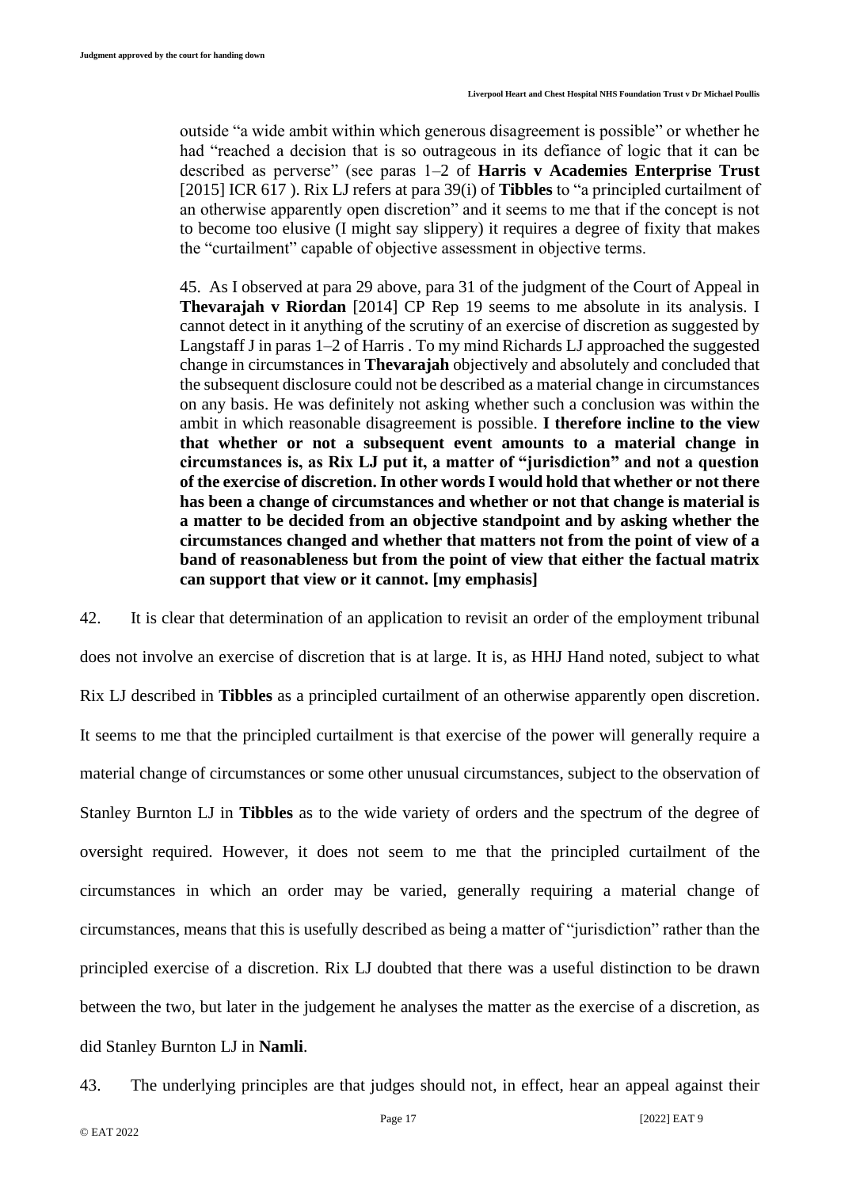> outside "a wide ambit within which generous disagreement is possible" or whether he had "reached a decision that is so outrageous in its defiance of logic that it can be described as perverse" (see paras 1–2 of **Harris v Academies Enterprise Trust** [2015] ICR 617 ). Rix LJ refers at para 39(i) of **Tibbles** to "a principled curtailment of an otherwise apparently open discretion" and it seems to me that if the concept is not to become too elusive (I might say slippery) it requires a degree of fixity that makes the "curtailment" capable of objective assessment in objective terms.
>
> 45. As I observed at para 29 above, para 31 of the judgment of the Court of Appeal in **Thevarajah v Riordan** [2014] CP Rep 19 seems to me absolute in its analysis. I cannot detect in it anything of the scrutiny of an exercise of discretion as suggested by Langstaff J in paras 1–2 of Harris . To my mind Richards LJ approached the suggested change in circumstances in **Thevarajah** objectively and absolutely and concluded that the subsequent disclosure could not be described as a material change in circumstances on any basis. He was definitely not asking whether such a conclusion was within the ambit in which reasonable disagreement is possible. **I therefore incline to the view that whether or not a subsequent event amounts to a material change in circumstances is, as Rix LJ put it, a matter of "jurisdiction" and not a question of the exercise of discretion. In other words I would hold that whether or not there has been a change of circumstances and whether or not that change is material is a matter to be decided from an objective standpoint and by asking whether the circumstances changed and whether that matters not from the point of view of a band of reasonableness but from the point of view that either the factual matrix can support that view or it cannot. [my emphasis]**

42. It is clear that determination of an application to revisit an order of the employment tribunal does not involve an exercise of discretion that is at large. It is, as HHJ Hand noted, subject to what Rix LJ described in **Tibbles** as a principled curtailment of an otherwise apparently open discretion. It seems to me that the principled curtailment is that exercise of the power will generally require a material change of circumstances or some other unusual circumstances, subject to the observation of Stanley Burnton LJ in **Tibbles** as to the wide variety of orders and the spectrum of the degree of oversight required. However, it does not seem to me that the principled curtailment of the circumstances in which an order may be varied, generally requiring a material change of circumstances, means that this is usefully described as being a matter of "jurisdiction" rather than the principled exercise of a discretion. Rix LJ doubted that there was a useful distinction to be drawn between the two, but later in the judgement he analyses the matter as the exercise of a discretion, as did Stanley Burnton LJ in **Namli**.

43. The underlying principles are that judges should not, in effect, hear an appeal against their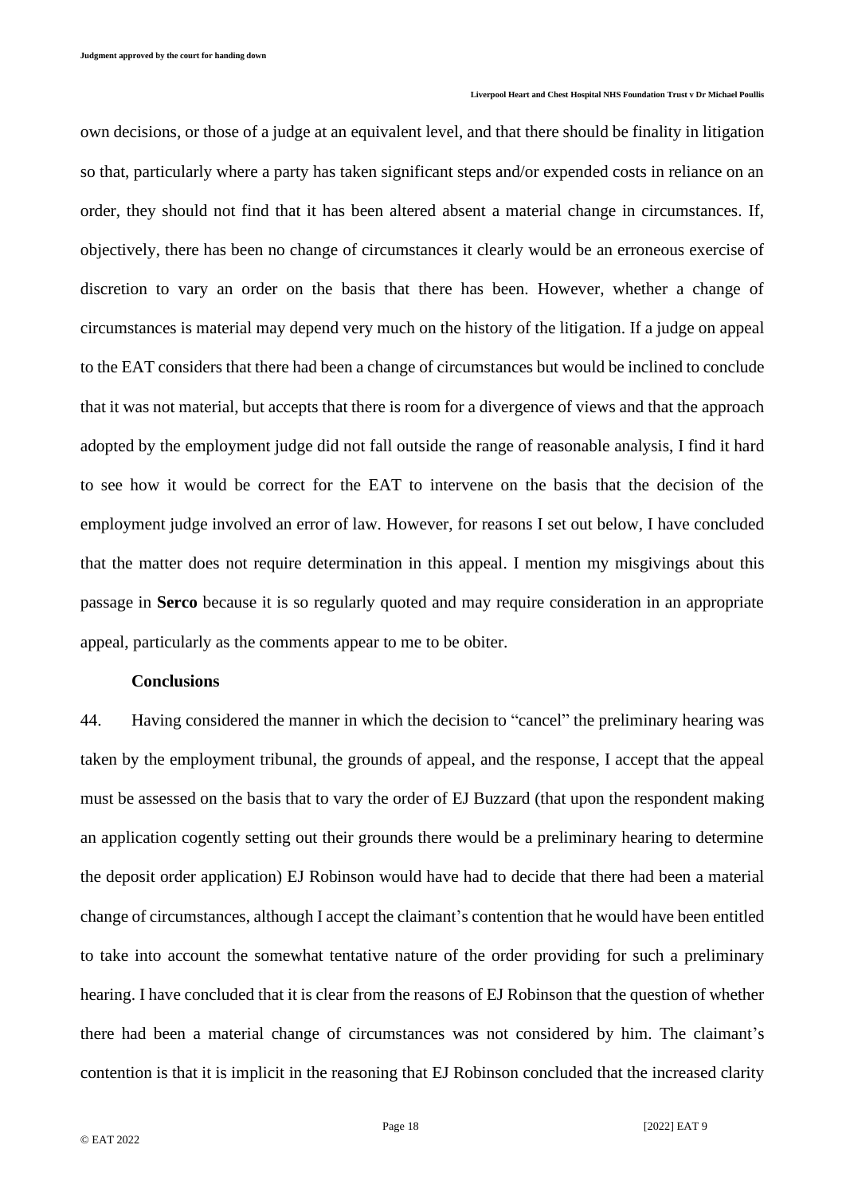own decisions, or those of a judge at an equivalent level, and that there should be finality in litigation so that, particularly where a party has taken significant steps and/or expended costs in reliance on an order, they should not find that it has been altered absent a material change in circumstances. If, objectively, there has been no change of circumstances it clearly would be an erroneous exercise of discretion to vary an order on the basis that there has been. However, whether a change of circumstances is material may depend very much on the history of the litigation. If a judge on appeal to the EAT considers that there had been a change of circumstances but would be inclined to conclude that it was not material, but accepts that there is room for a divergence of views and that the approach adopted by the employment judge did not fall outside the range of reasonable analysis, I find it hard to see how it would be correct for the EAT to intervene on the basis that the decision of the employment judge involved an error of law. However, for reasons I set out below, I have concluded that the matter does not require determination in this appeal. I mention my misgivings about this passage in **Serco** because it is so regularly quoted and may require consideration in an appropriate appeal, particularly as the comments appear to me to be obiter.

**Conclusions**

44. Having considered the manner in which the decision to "cancel" the preliminary hearing was taken by the employment tribunal, the grounds of appeal, and the response, I accept that the appeal must be assessed on the basis that to vary the order of EJ Buzzard (that upon the respondent making an application cogently setting out their grounds there would be a preliminary hearing to determine the deposit order application) EJ Robinson would have had to decide that there had been a material change of circumstances, although I accept the claimant's contention that he would have been entitled to take into account the somewhat tentative nature of the order providing for such a preliminary hearing. I have concluded that it is clear from the reasons of EJ Robinson that the question of whether there had been a material change of circumstances was not considered by him. The claimant's contention is that it is implicit in the reasoning that EJ Robinson concluded that the increased clarity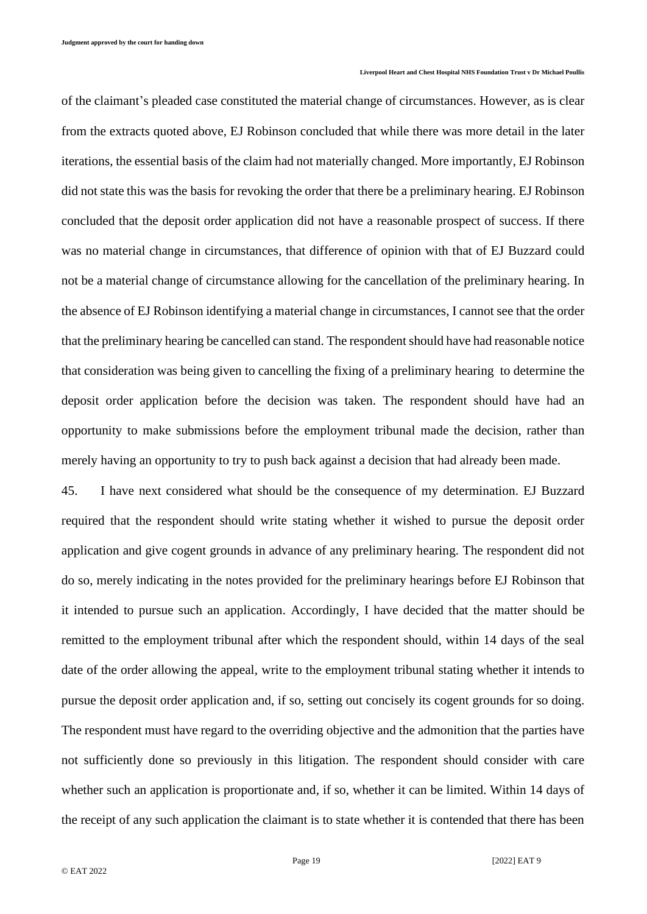of the claimant's pleaded case constituted the material change of circumstances. However, as is clear from the extracts quoted above, EJ Robinson concluded that while there was more detail in the later iterations, the essential basis of the claim had not materially changed. More importantly, EJ Robinson did not state this was the basis for revoking the order that there be a preliminary hearing. EJ Robinson concluded that the deposit order application did not have a reasonable prospect of success. If there was no material change in circumstances, that difference of opinion with that of EJ Buzzard could not be a material change of circumstance allowing for the cancellation of the preliminary hearing. In the absence of EJ Robinson identifying a material change in circumstances, I cannot see that the order that the preliminary hearing be cancelled can stand. The respondent should have had reasonable notice that consideration was being given to cancelling the fixing of a preliminary hearing to determine the deposit order application before the decision was taken. The respondent should have had an opportunity to make submissions before the employment tribunal made the decision, rather than merely having an opportunity to try to push back against a decision that had already been made.

45. I have next considered what should be the consequence of my determination. EJ Buzzard required that the respondent should write stating whether it wished to pursue the deposit order application and give cogent grounds in advance of any preliminary hearing. The respondent did not do so, merely indicating in the notes provided for the preliminary hearings before EJ Robinson that it intended to pursue such an application. Accordingly, I have decided that the matter should be remitted to the employment tribunal after which the respondent should, within 14 days of the seal date of the order allowing the appeal, write to the employment tribunal stating whether it intends to pursue the deposit order application and, if so, setting out concisely its cogent grounds for so doing. The respondent must have regard to the overriding objective and the admonition that the parties have not sufficiently done so previously in this litigation. The respondent should consider with care whether such an application is proportionate and, if so, whether it can be limited. Within 14 days of the receipt of any such application the claimant is to state whether it is contended that there has been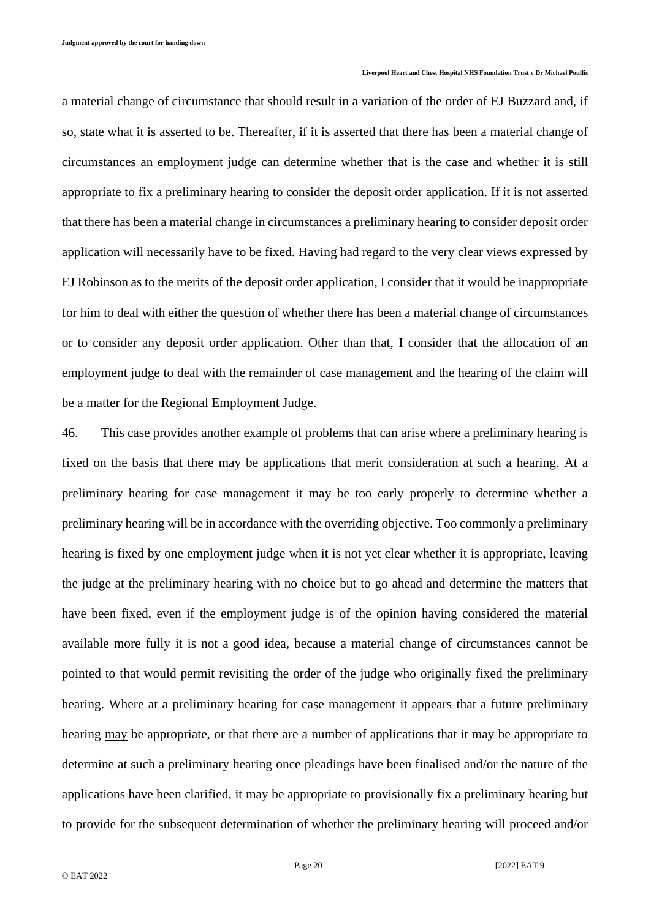a material change of circumstance that should result in a variation of the order of EJ Buzzard and, if so, state what it is asserted to be. Thereafter, if it is asserted that there has been a material change of circumstances an employment judge can determine whether that is the case and whether it is still appropriate to fix a preliminary hearing to consider the deposit order application. If it is not asserted that there has been a material change in circumstances a preliminary hearing to consider deposit order application will necessarily have to be fixed. Having had regard to the very clear views expressed by EJ Robinson as to the merits of the deposit order application, I consider that it would be inappropriate for him to deal with either the question of whether there has been a material change of circumstances or to consider any deposit order application. Other than that, I consider that the allocation of an employment judge to deal with the remainder of case management and the hearing of the claim will be a matter for the Regional Employment Judge.

46. This case provides another example of problems that can arise where a preliminary hearing is fixed on the basis that there <u>may</u> be applications that merit consideration at such a hearing. At a preliminary hearing for case management it may be too early properly to determine whether a preliminary hearing will be in accordance with the overriding objective. Too commonly a preliminary hearing is fixed by one employment judge when it is not yet clear whether it is appropriate, leaving the judge at the preliminary hearing with no choice but to go ahead and determine the matters that have been fixed, even if the employment judge is of the opinion having considered the material available more fully it is not a good idea, because a material change of circumstances cannot be pointed to that would permit revisiting the order of the judge who originally fixed the preliminary hearing. Where at a preliminary hearing for case management it appears that a future preliminary hearing <u>may</u> be appropriate, or that there are a number of applications that it may be appropriate to determine at such a preliminary hearing once pleadings have been finalised and/or the nature of the applications have been clarified, it may be appropriate to provisionally fix a preliminary hearing but to provide for the subsequent determination of whether the preliminary hearing will proceed and/or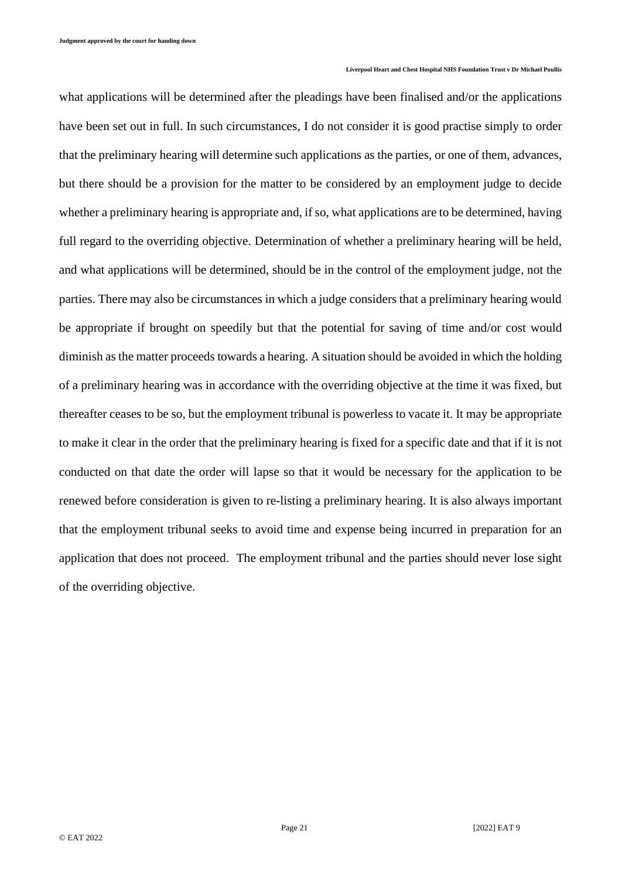what applications will be determined after the pleadings have been finalised and/or the applications have been set out in full. In such circumstances, I do not consider it is good practise simply to order that the preliminary hearing will determine such applications as the parties, or one of them, advances, but there should be a provision for the matter to be considered by an employment judge to decide whether a preliminary hearing is appropriate and, if so, what applications are to be determined, having full regard to the overriding objective. Determination of whether a preliminary hearing will be held, and what applications will be determined, should be in the control of the employment judge, not the parties. There may also be circumstances in which a judge considers that a preliminary hearing would be appropriate if brought on speedily but that the potential for saving of time and/or cost would diminish as the matter proceeds towards a hearing. A situation should be avoided in which the holding of a preliminary hearing was in accordance with the overriding objective at the time it was fixed, but thereafter ceases to be so, but the employment tribunal is powerless to vacate it. It may be appropriate to make it clear in the order that the preliminary hearing is fixed for a specific date and that if it is not conducted on that date the order will lapse so that it would be necessary for the application to be renewed before consideration is given to re-listing a preliminary hearing. It is also always important that the employment tribunal seeks to avoid time and expense being incurred in preparation for an application that does not proceed. The employment tribunal and the parties should never lose sight of the overriding objective.